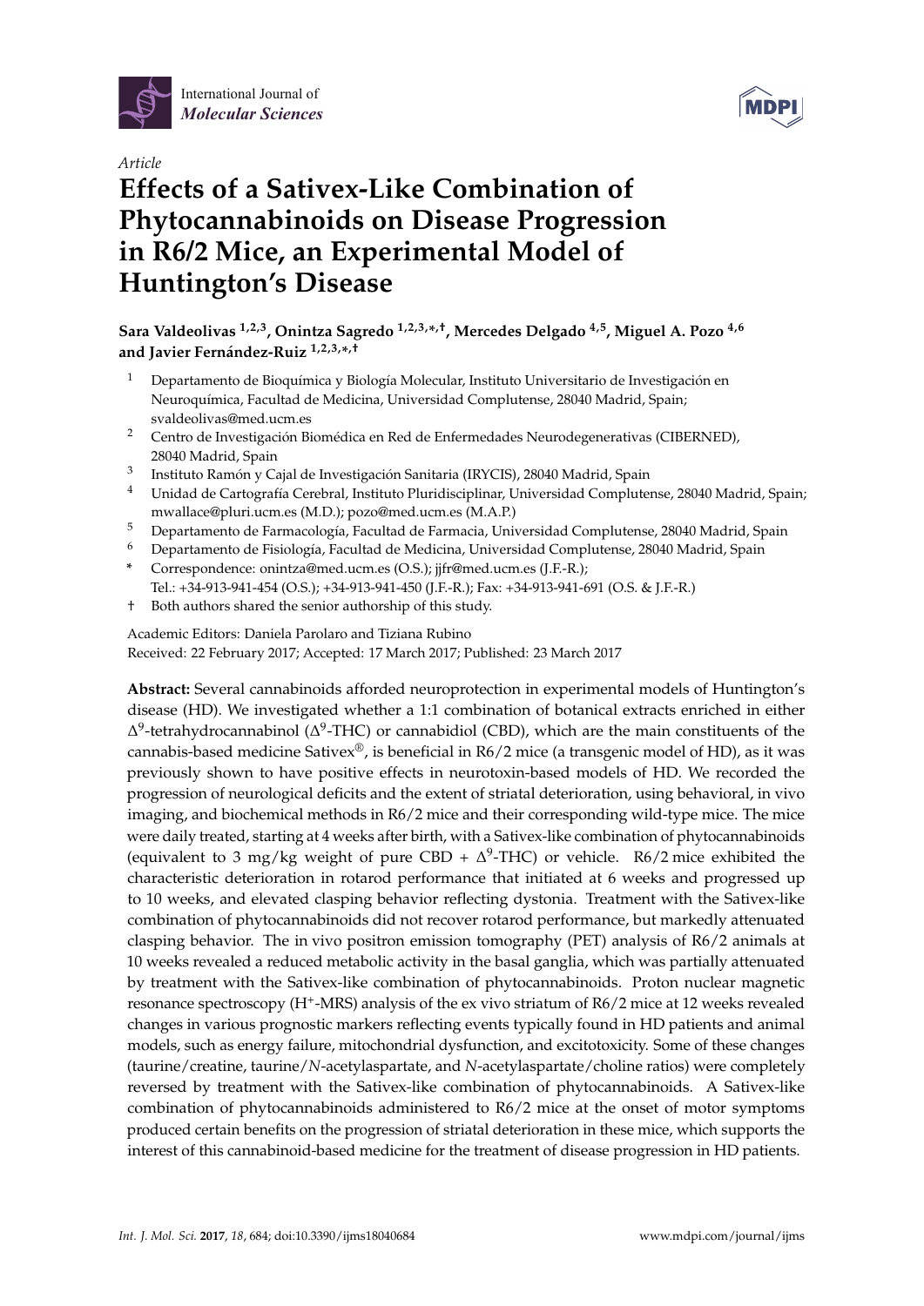Article

# Effects of a Sativex-Like Combination of Phytocannabinoids on Disease Progression in R6/2 Mice, an Experimental Model of Huntington's Disease

**Sara Valdeolivas [1,2,3], Onintza Sagredo [1,2,3,*,†], Mercedes Delgado [4,5], Miguel A. Pozo [4,6] and Javier Fernández-Ruiz [1,2,3,*,†]**

[1] Departamento de Bioquímica y Biología Molecular, Instituto Universitario de Investigación en Neuroquímica, Facultad de Medicina, Universidad Complutense, 28040 Madrid, Spain; svaldeolivas@med.ucm.es

[2] Centro de Investigación Biomédica en Red de Enfermedades Neurodegenerativas (CIBERNED), 28040 Madrid, Spain

[3] Instituto Ramón y Cajal de Investigación Sanitaria (IRYCIS), 28040 Madrid, Spain

[4] Unidad de Cartografía Cerebral, Instituto Pluridisciplinar, Universidad Complutense, 28040 Madrid, Spain; mwallace@pluri.ucm.es (M.D.); pozo@med.ucm.es (M.A.P.)

[5] Departamento de Farmacología, Facultad de Farmacia, Universidad Complutense, 28040 Madrid, Spain

[6] Departamento de Fisiología, Facultad de Medicina, Universidad Complutense, 28040 Madrid, Spain

\* Correspondence: onintza@med.ucm.es (O.S.); jjfr@med.ucm.es (J.F.-R.); Tel.: +34-913-941-454 (O.S.); +34-913-941-450 (J.F.-R.); Fax: +34-913-941-691 (O.S. & J.F.-R.)

† Both authors shared the senior authorship of this study.

Academic Editors: Daniela Parolaro and Tiziana Rubino

Received: 22 February 2017; Accepted: 17 March 2017; Published: 23 March 2017

**Abstract:** Several cannabinoids afforded neuroprotection in experimental models of Huntington's disease (HD). We investigated whether a 1:1 combination of botanical extracts enriched in either $\Delta^9$-tetrahydrocannabinol ($\Delta^9$-THC) or cannabidiol (CBD), which are the main constituents of the cannabis-based medicine Sativex®, is beneficial in R6/2 mice (a transgenic model of HD), as it was previously shown to have positive effects in neurotoxin-based models of HD. We recorded the progression of neurological deficits and the extent of striatal deterioration, using behavioral, in vivo imaging, and biochemical methods in R6/2 mice and their corresponding wild-type mice. The mice were daily treated, starting at 4 weeks after birth, with a Sativex-like combination of phytocannabinoids (equivalent to 3 mg/kg weight of pure CBD + $\Delta^9$-THC) or vehicle. R6/2 mice exhibited the characteristic deterioration in rotarod performance that initiated at 6 weeks and progressed up to 10 weeks, and elevated clasping behavior reflecting dystonia. Treatment with the Sativex-like combination of phytocannabinoids did not recover rotarod performance, but markedly attenuated clasping behavior. The in vivo positron emission tomography (PET) analysis of R6/2 animals at 10 weeks revealed a reduced metabolic activity in the basal ganglia, which was partially attenuated by treatment with the Sativex-like combination of phytocannabinoids. Proton nuclear magnetic resonance spectroscopy ($H^+$-MRS) analysis of the ex vivo striatum of R6/2 mice at 12 weeks revealed changes in various prognostic markers reflecting events typically found in HD patients and animal models, such as energy failure, mitochondrial dysfunction, and excitotoxicity. Some of these changes (taurine/creatine, taurine/*N*-acetylaspartate, and *N*-acetylaspartate/choline ratios) were completely reversed by treatment with the Sativex-like combination of phytocannabinoids. A Sativex-like combination of phytocannabinoids administered to R6/2 mice at the onset of motor symptoms produced certain benefits on the progression of striatal deterioration in these mice, which supports the interest of this cannabinoid-based medicine for the treatment of disease progression in HD patients.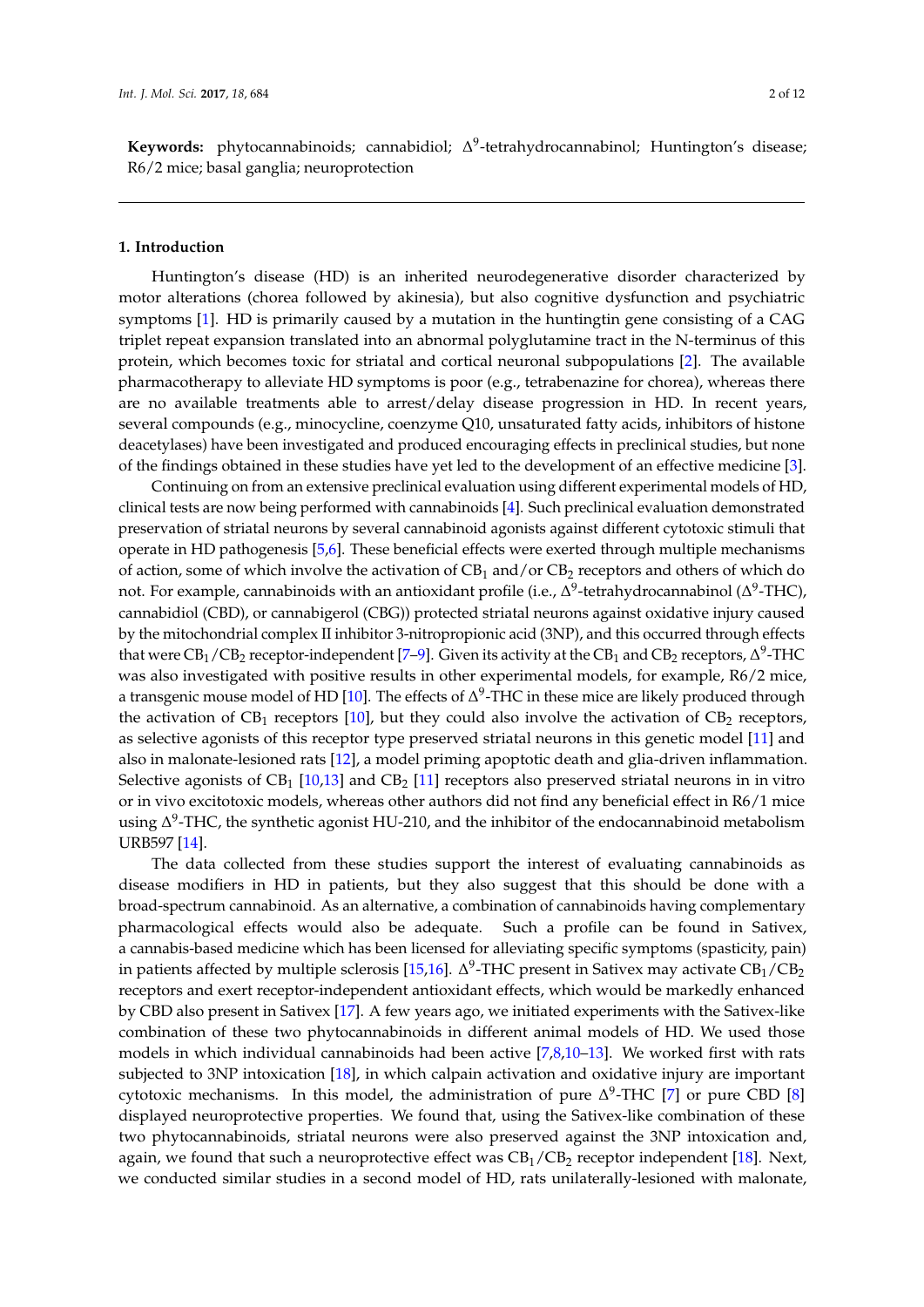**Keywords:** phytocannabinoids; cannabidiol; $\Delta^9$-tetrahydrocannabinol; Huntington's disease; R6/2 mice; basal ganglia; neuroprotection

## 1. Introduction

Huntington's disease (HD) is an inherited neurodegenerative disorder characterized by motor alterations (chorea followed by akinesia), but also cognitive dysfunction and psychiatric symptoms [1]. HD is primarily caused by a mutation in the huntingtin gene consisting of a CAG triplet repeat expansion translated into an abnormal polyglutamine tract in the N-terminus of this protein, which becomes toxic for striatal and cortical neuronal subpopulations [2]. The available pharmacotherapy to alleviate HD symptoms is poor (e.g., tetrabenazine for chorea), whereas there are no available treatments able to arrest/delay disease progression in HD. In recent years, several compounds (e.g., minocycline, coenzyme Q10, unsaturated fatty acids, inhibitors of histone deacetylases) have been investigated and produced encouraging effects in preclinical studies, but none of the findings obtained in these studies have yet led to the development of an effective medicine [3].

Continuing on from an extensive preclinical evaluation using different experimental models of HD, clinical tests are now being performed with cannabinoids [4]. Such preclinical evaluation demonstrated preservation of striatal neurons by several cannabinoid agonists against different cytotoxic stimuli that operate in HD pathogenesis [5,6]. These beneficial effects were exerted through multiple mechanisms of action, some of which involve the activation of $CB_1$ and/or $CB_2$ receptors and others of which do not. For example, cannabinoids with an antioxidant profile (i.e., $\Delta^9$-tetrahydrocannabinol ($\Delta^9$-THC), cannabidiol (CBD), or cannabigerol (CBG)) protected striatal neurons against oxidative injury caused by the mitochondrial complex II inhibitor 3-nitropropionic acid (3NP), and this occurred through effects that were $CB_1$/$CB_2$ receptor-independent [7–9]. Given its activity at the $CB_1$ and $CB_2$ receptors, $\Delta^9$-THC was also investigated with positive results in other experimental models, for example, R6/2 mice, a transgenic mouse model of HD [10]. The effects of $\Delta^9$-THC in these mice are likely produced through the activation of $CB_1$ receptors [10], but they could also involve the activation of $CB_2$ receptors, as selective agonists of this receptor type preserved striatal neurons in this genetic model [11] and also in malonate-lesioned rats [12], a model priming apoptotic death and glia-driven inflammation. Selective agonists of $CB_1$ [10,13] and $CB_2$ [11] receptors also preserved striatal neurons in in vitro or in vivo excitotoxic models, whereas other authors did not find any beneficial effect in R6/1 mice using $\Delta^9$-THC, the synthetic agonist HU-210, and the inhibitor of the endocannabinoid metabolism URB597 [14].

The data collected from these studies support the interest of evaluating cannabinoids as disease modifiers in HD in patients, but they also suggest that this should be done with a broad-spectrum cannabinoid. As an alternative, a combination of cannabinoids having complementary pharmacological effects would also be adequate. Such a profile can be found in Sativex, a cannabis-based medicine which has been licensed for alleviating specific symptoms (spasticity, pain) in patients affected by multiple sclerosis [15,16]. $\Delta^9$-THC present in Sativex may activate $CB_1$/$CB_2$ receptors and exert receptor-independent antioxidant effects, which would be markedly enhanced by CBD also present in Sativex [17]. A few years ago, we initiated experiments with the Sativex-like combination of these two phytocannabinoids in different animal models of HD. We used those models in which individual cannabinoids had been active [7,8,10–13]. We worked first with rats subjected to 3NP intoxication [18], in which calpain activation and oxidative injury are important cytotoxic mechanisms. In this model, the administration of pure $\Delta^9$-THC [7] or pure CBD [8] displayed neuroprotective properties. We found that, using the Sativex-like combination of these two phytocannabinoids, striatal neurons were also preserved against the 3NP intoxication and, again, we found that such a neuroprotective effect was $CB_1$/$CB_2$ receptor independent [18]. Next, we conducted similar studies in a second model of HD, rats unilaterally-lesioned with malonate,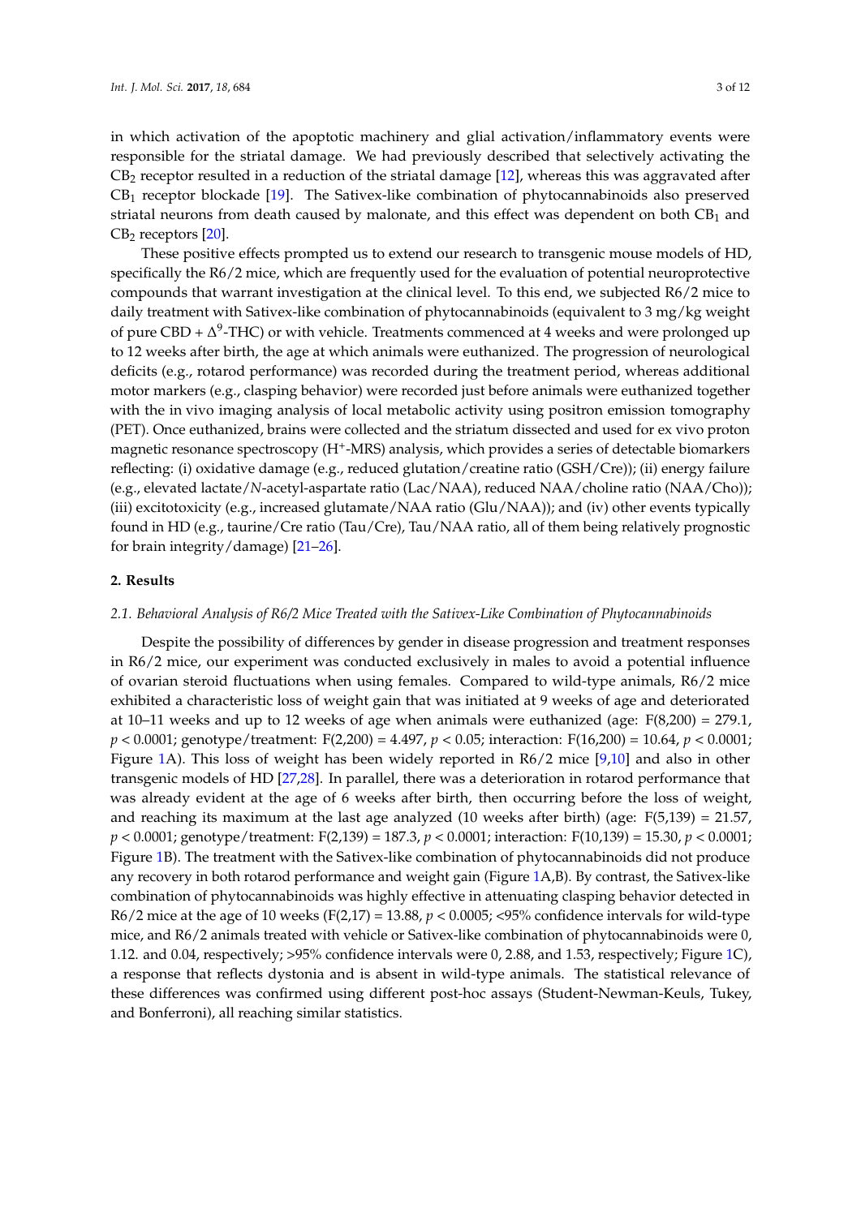in which activation of the apoptotic machinery and glial activation/inflammatory events were responsible for the striatal damage. We had previously described that selectively activating the $CB_2$ receptor resulted in a reduction of the striatal damage [12], whereas this was aggravated after $CB_1$ receptor blockade [19]. The Sativex-like combination of phytocannabinoids also preserved striatal neurons from death caused by malonate, and this effect was dependent on both $CB_1$ and $CB_2$ receptors [20].

These positive effects prompted us to extend our research to transgenic mouse models of HD, specifically the R6/2 mice, which are frequently used for the evaluation of potential neuroprotective compounds that warrant investigation at the clinical level. To this end, we subjected R6/2 mice to daily treatment with Sativex-like combination of phytocannabinoids (equivalent to 3 mg/kg weight of pure CBD + $\Delta^9$-THC) or with vehicle. Treatments commenced at 4 weeks and were prolonged up to 12 weeks after birth, the age at which animals were euthanized. The progression of neurological deficits (e.g., rotarod performance) was recorded during the treatment period, whereas additional motor markers (e.g., clasping behavior) were recorded just before animals were euthanized together with the in vivo imaging analysis of local metabolic activity using positron emission tomography (PET). Once euthanized, brains were collected and the striatum dissected and used for ex vivo proton magnetic resonance spectroscopy ($H^+$-MRS) analysis, which provides a series of detectable biomarkers reflecting: (i) oxidative damage (e.g., reduced glutation/creatine ratio (GSH/Cre)); (ii) energy failure (e.g., elevated lactate/*N*-acetyl-aspartate ratio (Lac/NAA), reduced NAA/choline ratio (NAA/Cho)); (iii) excitotoxicity (e.g., increased glutamate/NAA ratio (Glu/NAA)); and (iv) other events typically found in HD (e.g., taurine/Cre ratio (Tau/Cre), Tau/NAA ratio, all of them being relatively prognostic for brain integrity/damage) [21–26].

## 2. Results

### *2.1. Behavioral Analysis of R6/2 Mice Treated with the Sativex-Like Combination of Phytocannabinoids*

Despite the possibility of differences by gender in disease progression and treatment responses in R6/2 mice, our experiment was conducted exclusively in males to avoid a potential influence of ovarian steroid fluctuations when using females. Compared to wild-type animals, R6/2 mice exhibited a characteristic loss of weight gain that was initiated at 9 weeks of age and deteriorated at 10–11 weeks and up to 12 weeks of age when animals were euthanized (age: $F(8,200) = 279.1$, $p < 0.0001$; genotype/treatment: $F(2,200) = 4.497$, $p < 0.05$; interaction: $F(16,200) = 10.64$, $p < 0.0001$; Figure 1A). This loss of weight has been widely reported in R6/2 mice [9,10] and also in other transgenic models of HD [27,28]. In parallel, there was a deterioration in rotarod performance that was already evident at the age of 6 weeks after birth, then occurring before the loss of weight, and reaching its maximum at the last age analyzed (10 weeks after birth) (age: $F(5,139) = 21.57$, $p < 0.0001$; genotype/treatment: $F(2,139) = 187.3$, $p < 0.0001$; interaction: $F(10,139) = 15.30$, $p < 0.0001$; Figure 1B). The treatment with the Sativex-like combination of phytocannabinoids did not produce any recovery in both rotarod performance and weight gain (Figure 1A,B). By contrast, the Sativex-like combination of phytocannabinoids was highly effective in attenuating clasping behavior detected in R6/2 mice at the age of 10 weeks ($F(2,17) = 13.88$, $p < 0.0005$; <95% confidence intervals for wild-type mice, and R6/2 animals treated with vehicle or Sativex-like combination of phytocannabinoids were 0, 1.12. and 0.04, respectively; >95% confidence intervals were 0, 2.88, and 1.53, respectively; Figure 1C), a response that reflects dystonia and is absent in wild-type animals. The statistical relevance of these differences was confirmed using different post-hoc assays (Student-Newman-Keuls, Tukey, and Bonferroni), all reaching similar statistics.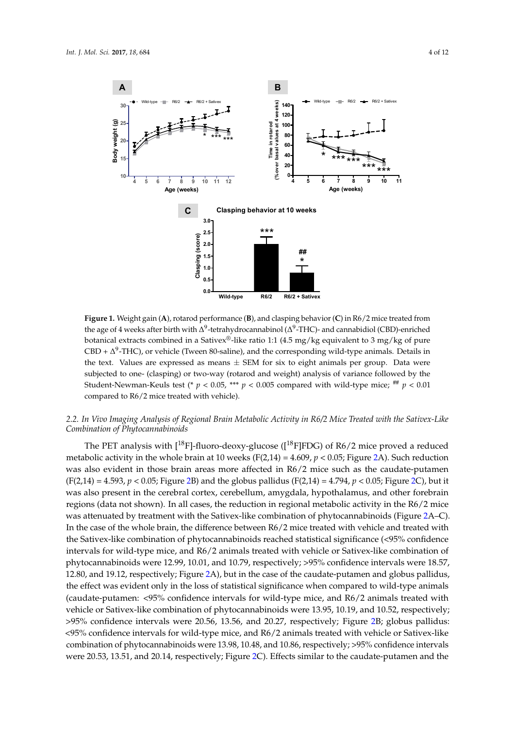**Figure 1.** Weight gain (**A**), rotarod performance (**B**), and clasping behavior (**C**) in R6/2 mice treated from the age of 4 weeks after birth with $\Delta^9$-tetrahydrocannabinol ($\Delta^9$-THC)- and cannabidiol (CBD)-enriched botanical extracts combined in a Sativex®-like ratio 1:1 (4.5 mg/kg equivalent to 3 mg/kg of pure CBD + $\Delta^9$-THC), or vehicle (Tween 80-saline), and the corresponding wild-type animals. Details in the text. Values are expressed as means ± SEM for six to eight animals per group. Data were subjected to one- (clasping) or two-way (rotarod and weight) analysis of variance followed by the Student-Newman-Keuls test (* $p < 0.05$, *** $p < 0.005$ compared with wild-type mice; ## $p < 0.01$ compared to R6/2 mice treated with vehicle).

### 2.2. *In Vivo Imaging Analysis of Regional Brain Metabolic Activity in R6/2 Mice Treated with the Sativex-Like Combination of Phytocannabinoids*

The PET analysis with [$^{18}$F]-fluoro-deoxy-glucose ([$^{18}$F]FDG) of R6/2 mice proved a reduced metabolic activity in the whole brain at 10 weeks ($F(2,14) = 4.609$, $p < 0.05$; Figure 2A). Such reduction was also evident in those brain areas more affected in R6/2 mice such as the caudate-putamen ($F(2,14) = 4.593$, $p < 0.05$; Figure 2B) and the globus pallidus ($F(2,14) = 4.794$, $p < 0.05$; Figure 2C), but it was also present in the cerebral cortex, cerebellum, amygdala, hypothalamus, and other forebrain regions (data not shown). In all cases, the reduction in regional metabolic activity in the R6/2 mice was attenuated by treatment with the Sativex-like combination of phytocannabinoids (Figure 2A–C). In the case of the whole brain, the difference between R6/2 mice treated with vehicle and treated with the Sativex-like combination of phytocannabinoids reached statistical significance (<95% confidence intervals for wild-type mice, and R6/2 animals treated with vehicle or Sativex-like combination of phytocannabinoids were 12.99, 10.01, and 10.79, respectively; >95% confidence intervals were 18.57, 12.80, and 19.12, respectively; Figure 2A), but in the case of the caudate-putamen and globus pallidus, the effect was evident only in the loss of statistical significance when compared to wild-type animals (caudate-putamen: <95% confidence intervals for wild-type mice, and R6/2 animals treated with vehicle or Sativex-like combination of phytocannabinoids were 13.95, 10.19, and 10.52, respectively; >95% confidence intervals were 20.56, 13.56, and 20.27, respectively; Figure 2B; globus pallidus: <95% confidence intervals for wild-type mice, and R6/2 animals treated with vehicle or Sativex-like combination of phytocannabinoids were 13.98, 10.48, and 10.86, respectively; >95% confidence intervals were 20.53, 13.51, and 20.14, respectively; Figure 2C). Effects similar to the caudate-putamen and the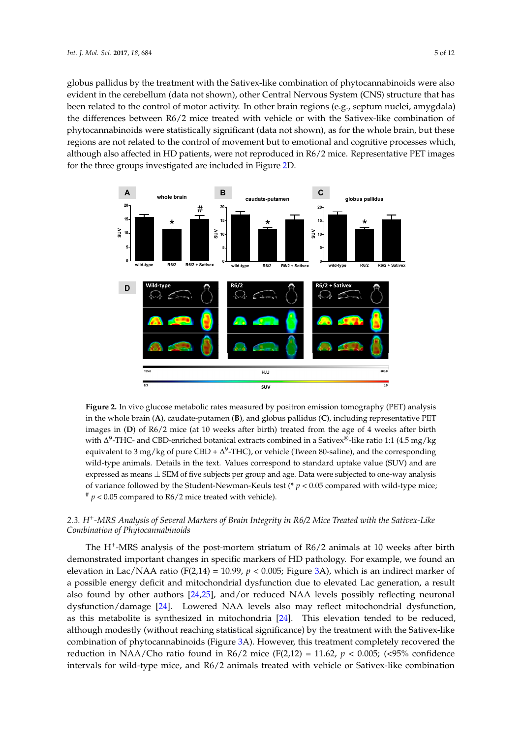globus pallidus by the treatment with the Sativex-like combination of phytocannabinoids were also evident in the cerebellum (data not shown), other Central Nervous System (CNS) structure that has been related to the control of motor activity. In other brain regions (e.g., septum nuclei, amygdala) the differences between R6/2 mice treated with vehicle or with the Sativex-like combination of phytocannabinoids were statistically significant (data not shown), as for the whole brain, but these regions are not related to the control of movement but to emotional and cognitive processes which, although also affected in HD patients, were not reproduced in R6/2 mice. Representative PET images for the three groups investigated are included in Figure 2D.

**Figure 2.** In vivo glucose metabolic rates measured by positron emission tomography (PET) analysis in the whole brain (**A**), caudate-putamen (**B**), and globus pallidus (**C**), including representative PET images in (**D**) of R6/2 mice (at 10 weeks after birth) treated from the age of 4 weeks after birth with $\Delta^9$-THC- and CBD-enriched botanical extracts combined in a Sativex®-like ratio 1:1 (4.5 mg/kg equivalent to 3 mg/kg of pure CBD + $\Delta^9$-THC), or vehicle (Tween 80-saline), and the corresponding wild-type animals. Details in the text. Values correspond to standard uptake value (SUV) and are expressed as means ± SEM of five subjects per group and age. Data were subjected to one-way analysis of variance followed by the Student-Newman-Keuls test (* $p < 0.05$ compared with wild-type mice; # $p < 0.05$ compared to R6/2 mice treated with vehicle).

### 2.3. $H^+$-MRS Analysis of Several Markers of Brain Integrity in R6/2 Mice Treated with the Sativex-Like Combination of Phytocannabinoids

The $H^+$-MRS analysis of the post-mortem striatum of R6/2 animals at 10 weeks after birth demonstrated important changes in specific markers of HD pathology. For example, we found an elevation in Lac/NAA ratio ($F(2,14) = 10.99$, $p < 0.005$; Figure 3A), which is an indirect marker of a possible energy deficit and mitochondrial dysfunction due to elevated Lac generation, a result also found by other authors [24,25], and/or reduced NAA levels possibly reflecting neuronal dysfunction/damage [24]. Lowered NAA levels also may reflect mitochondrial dysfunction, as this metabolite is synthesized in mitochondria [24]. This elevation tended to be reduced, although modestly (without reaching statistical significance) by the treatment with the Sativex-like combination of phytocannabinoids (Figure 3A). However, this treatment completely recovered the reduction in NAA/Cho ratio found in R6/2 mice ($F(2,12) = 11.62$, $p < 0.005$; (<95% confidence intervals for wild-type mice, and R6/2 animals treated with vehicle or Sativex-like combination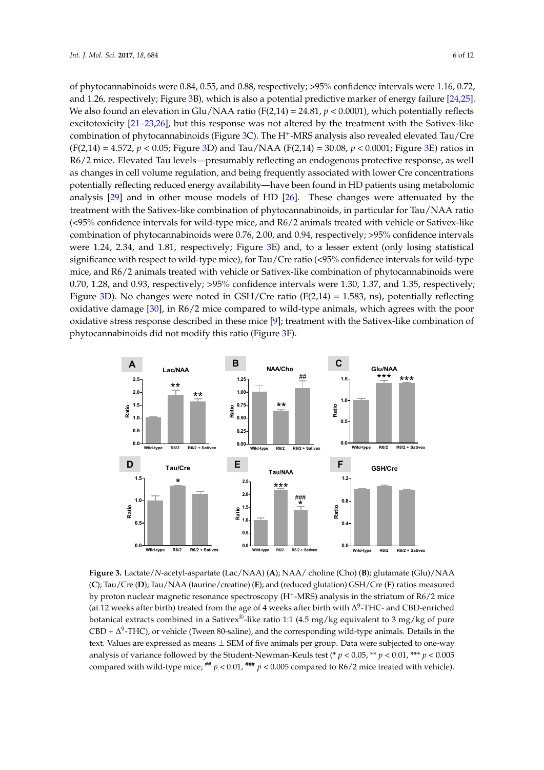of phytocannabinoids were 0.84, 0.55, and 0.88, respectively; >95% confidence intervals were 1.16, 0.72, and 1.26, respectively; Figure 3B), which is also a potential predictive marker of energy failure [24,25]. We also found an elevation in Glu/NAA ratio ($F(2,14) = 24.81$, $p < 0.0001$), which potentially reflects excitotoxicity [21–23,26], but this response was not altered by the treatment with the Sativex-like combination of phytocannabinoids (Figure 3C). The $H^+$-MRS analysis also revealed elevated Tau/Cre ($F(2,14) = 4.572$, $p < 0.05$; Figure 3D) and Tau/NAA ($F(2,14) = 30.08$, $p < 0.0001$; Figure 3E) ratios in R6/2 mice. Elevated Tau levels—presumably reflecting an endogenous protective response, as well as changes in cell volume regulation, and being frequently associated with lower Cre concentrations potentially reflecting reduced energy availability—have been found in HD patients using metabolomic analysis [29] and in other mouse models of HD [26]. These changes were attenuated by the treatment with the Sativex-like combination of phytocannabinoids, in particular for Tau/NAA ratio (<95% confidence intervals for wild-type mice, and R6/2 animals treated with vehicle or Sativex-like combination of phytocannabinoids were 0.76, 2.00, and 0.94, respectively; >95% confidence intervals were 1.24, 2.34, and 1.81, respectively; Figure 3E) and, to a lesser extent (only losing statistical significance with respect to wild-type mice), for Tau/Cre ratio (<95% confidence intervals for wild-type mice, and R6/2 animals treated with vehicle or Sativex-like combination of phytocannabinoids were 0.70, 1.28, and 0.93, respectively; >95% confidence intervals were 1.30, 1.37, and 1.35, respectively; Figure 3D). No changes were noted in GSH/Cre ratio ($F(2,14) = 1.583$, ns), potentially reflecting oxidative damage [30], in R6/2 mice compared to wild-type animals, which agrees with the poor oxidative stress response described in these mice [9]; treatment with the Sativex-like combination of phytocannabinoids did not modify this ratio (Figure 3F).

**Figure 3.** Lactate/*N*-acetyl-aspartate (Lac/NAA) (**A**); NAA/ choline (Cho) (**B**); glutamate (Glu)/NAA (**C**); Tau/Cre (**D**); Tau/NAA (taurine/creatine) (**E**); and (reduced glutation) GSH/Cre (**F**) ratios measured by proton nuclear magnetic resonance spectroscopy ($H^+$-MRS) analysis in the striatum of R6/2 mice (at 12 weeks after birth) treated from the age of 4 weeks after birth with $\Delta^9$-THC- and CBD-enriched botanical extracts combined in a Sativex®-like ratio 1:1 (4.5 mg/kg equivalent to 3 mg/kg of pure CBD + $\Delta^9$-THC), or vehicle (Tween 80-saline), and the corresponding wild-type animals. Details in the text. Values are expressed as means ± SEM of five animals per group. Data were subjected to one-way analysis of variance followed by the Student-Newman-Keuls test (* $p < 0.05$, ** $p < 0.01$, *** $p < 0.005$ compared with wild-type mice; ## $p < 0.01$, ### $p < 0.005$ compared to R6/2 mice treated with vehicle).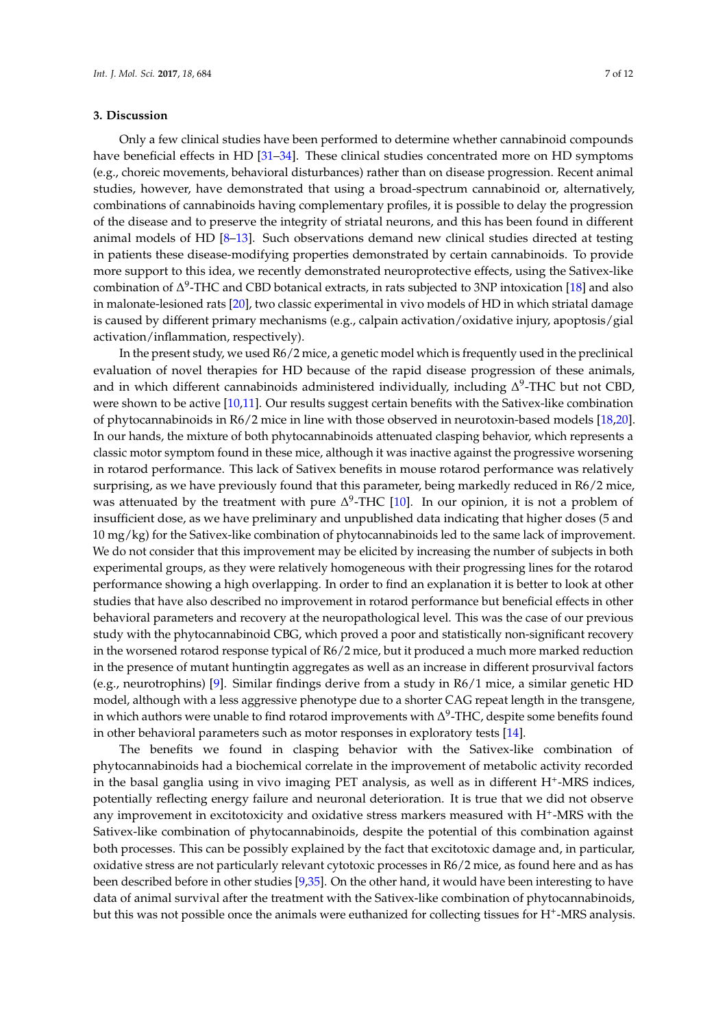## 3. Discussion

Only a few clinical studies have been performed to determine whether cannabinoid compounds have beneficial effects in HD [31–34]. These clinical studies concentrated more on HD symptoms (e.g., choreic movements, behavioral disturbances) rather than on disease progression. Recent animal studies, however, have demonstrated that using a broad-spectrum cannabinoid or, alternatively, combinations of cannabinoids having complementary profiles, it is possible to delay the progression of the disease and to preserve the integrity of striatal neurons, and this has been found in different animal models of HD [8–13]. Such observations demand new clinical studies directed at testing in patients these disease-modifying properties demonstrated by certain cannabinoids. To provide more support to this idea, we recently demonstrated neuroprotective effects, using the Sativex-like combination of $\Delta^9$-THC and CBD botanical extracts, in rats subjected to 3NP intoxication [18] and also in malonate-lesioned rats [20], two classic experimental in vivo models of HD in which striatal damage is caused by different primary mechanisms (e.g., calpain activation/oxidative injury, apoptosis/gial activation/inflammation, respectively).

In the present study, we used R6/2 mice, a genetic model which is frequently used in the preclinical evaluation of novel therapies for HD because of the rapid disease progression of these animals, and in which different cannabinoids administered individually, including $\Delta^9$-THC but not CBD, were shown to be active [10,11]. Our results suggest certain benefits with the Sativex-like combination of phytocannabinoids in R6/2 mice in line with those observed in neurotoxin-based models [18,20]. In our hands, the mixture of both phytocannabinoids attenuated clasping behavior, which represents a classic motor symptom found in these mice, although it was inactive against the progressive worsening in rotarod performance. This lack of Sativex benefits in mouse rotarod performance was relatively surprising, as we have previously found that this parameter, being markedly reduced in R6/2 mice, was attenuated by the treatment with pure $\Delta^9$-THC [10]. In our opinion, it is not a problem of insufficient dose, as we have preliminary and unpublished data indicating that higher doses (5 and 10 mg/kg) for the Sativex-like combination of phytocannabinoids led to the same lack of improvement. We do not consider that this improvement may be elicited by increasing the number of subjects in both experimental groups, as they were relatively homogeneous with their progressing lines for the rotarod performance showing a high overlapping. In order to find an explanation it is better to look at other studies that have also described no improvement in rotarod performance but beneficial effects in other behavioral parameters and recovery at the neuropathological level. This was the case of our previous study with the phytocannabinoid CBG, which proved a poor and statistically non-significant recovery in the worsened rotarod response typical of R6/2 mice, but it produced a much more marked reduction in the presence of mutant huntingtin aggregates as well as an increase in different prosurvival factors (e.g., neurotrophins) [9]. Similar findings derive from a study in R6/1 mice, a similar genetic HD model, although with a less aggressive phenotype due to a shorter CAG repeat length in the transgene, in which authors were unable to find rotarod improvements with $\Delta^9$-THC, despite some benefits found in other behavioral parameters such as motor responses in exploratory tests [14].

The benefits we found in clasping behavior with the Sativex-like combination of phytocannabinoids had a biochemical correlate in the improvement of metabolic activity recorded in the basal ganglia using in vivo imaging PET analysis, as well as in different $H^+$-MRS indices, potentially reflecting energy failure and neuronal deterioration. It is true that we did not observe any improvement in excitotoxicity and oxidative stress markers measured with $H^+$-MRS with the Sativex-like combination of phytocannabinoids, despite the potential of this combination against both processes. This can be possibly explained by the fact that excitotoxic damage and, in particular, oxidative stress are not particularly relevant cytotoxic processes in R6/2 mice, as found here and as has been described before in other studies [9,35]. On the other hand, it would have been interesting to have data of animal survival after the treatment with the Sativex-like combination of phytocannabinoids, but this was not possible once the animals were euthanized for collecting tissues for $H^+$-MRS analysis.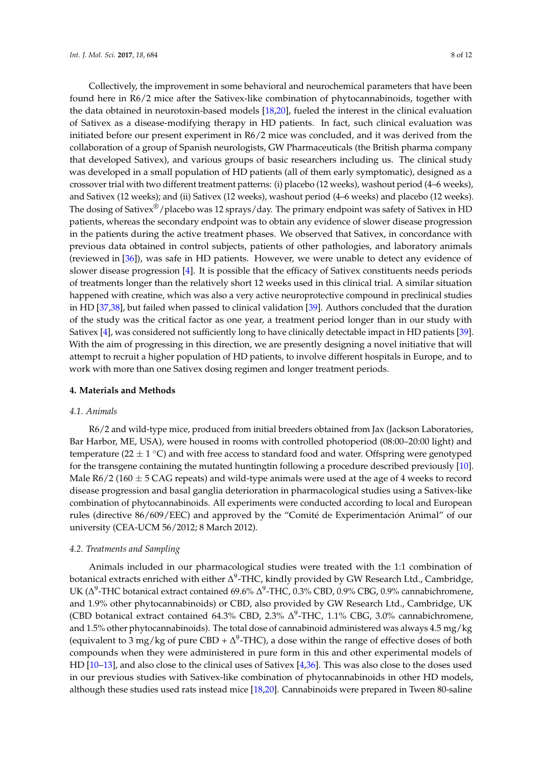Collectively, the improvement in some behavioral and neurochemical parameters that have been found here in R6/2 mice after the Sativex-like combination of phytocannabinoids, together with the data obtained in neurotoxin-based models [18,20], fueled the interest in the clinical evaluation of Sativex as a disease-modifying therapy in HD patients. In fact, such clinical evaluation was initiated before our present experiment in R6/2 mice was concluded, and it was derived from the collaboration of a group of Spanish neurologists, GW Pharmaceuticals (the British pharma company that developed Sativex), and various groups of basic researchers including us. The clinical study was developed in a small population of HD patients (all of them early symptomatic), designed as a crossover trial with two different treatment patterns: (i) placebo (12 weeks), washout period (4–6 weeks), and Sativex (12 weeks); and (ii) Sativex (12 weeks), washout period (4–6 weeks) and placebo (12 weeks). The dosing of Sativex®/placebo was 12 sprays/day. The primary endpoint was safety of Sativex in HD patients, whereas the secondary endpoint was to obtain any evidence of slower disease progression in the patients during the active treatment phases. We observed that Sativex, in concordance with previous data obtained in control subjects, patients of other pathologies, and laboratory animals (reviewed in [36]), was safe in HD patients. However, we were unable to detect any evidence of slower disease progression [4]. It is possible that the efficacy of Sativex constituents needs periods of treatments longer than the relatively short 12 weeks used in this clinical trial. A similar situation happened with creatine, which was also a very active neuroprotective compound in preclinical studies in HD [37,38], but failed when passed to clinical validation [39]. Authors concluded that the duration of the study was the critical factor as one year, a treatment period longer than in our study with Sativex [4], was considered not sufficiently long to have clinically detectable impact in HD patients [39]. With the aim of progressing in this direction, we are presently designing a novel initiative that will attempt to recruit a higher population of HD patients, to involve different hospitals in Europe, and to work with more than one Sativex dosing regimen and longer treatment periods.

## 4. Materials and Methods

### 4.1. Animals

R6/2 and wild-type mice, produced from initial breeders obtained from Jax (Jackson Laboratories, Bar Harbor, ME, USA), were housed in rooms with controlled photoperiod (08:00–20:00 light) and temperature ($22 \pm 1$ °C) and with free access to standard food and water. Offspring were genotyped for the transgene containing the mutated huntingtin following a procedure described previously [10]. Male R6/2 ($160 \pm 5$ CAG repeats) and wild-type animals were used at the age of 4 weeks to record disease progression and basal ganglia deterioration in pharmacological studies using a Sativex-like combination of phytocannabinoids. All experiments were conducted according to local and European rules (directive 86/609/EEC) and approved by the "Comité de Experimentación Animal" of our university (CEA-UCM 56/2012; 8 March 2012).

### 4.2. Treatments and Sampling

Animals included in our pharmacological studies were treated with the 1:1 combination of botanical extracts enriched with either $\Delta^9$-THC, kindly provided by GW Research Ltd., Cambridge, UK ($\Delta^9$-THC botanical extract contained 69.6% $\Delta^9$-THC, 0.3% CBD, 0.9% CBG, 0.9% cannabichromene, and 1.9% other phytocannabinoids) or CBD, also provided by GW Research Ltd., Cambridge, UK (CBD botanical extract contained 64.3% CBD, 2.3% $\Delta^9$-THC, 1.1% CBG, 3.0% cannabichromene, and 1.5% other phytocannabinoids). The total dose of cannabinoid administered was always 4.5 mg/kg (equivalent to 3 mg/kg of pure CBD + $\Delta^9$-THC), a dose within the range of effective doses of both compounds when they were administered in pure form in this and other experimental models of HD [10–13], and also close to the clinical uses of Sativex [4,36]. This was also close to the doses used in our previous studies with Sativex-like combination of phytocannabinoids in other HD models, although these studies used rats instead mice [18,20]. Cannabinoids were prepared in Tween 80-saline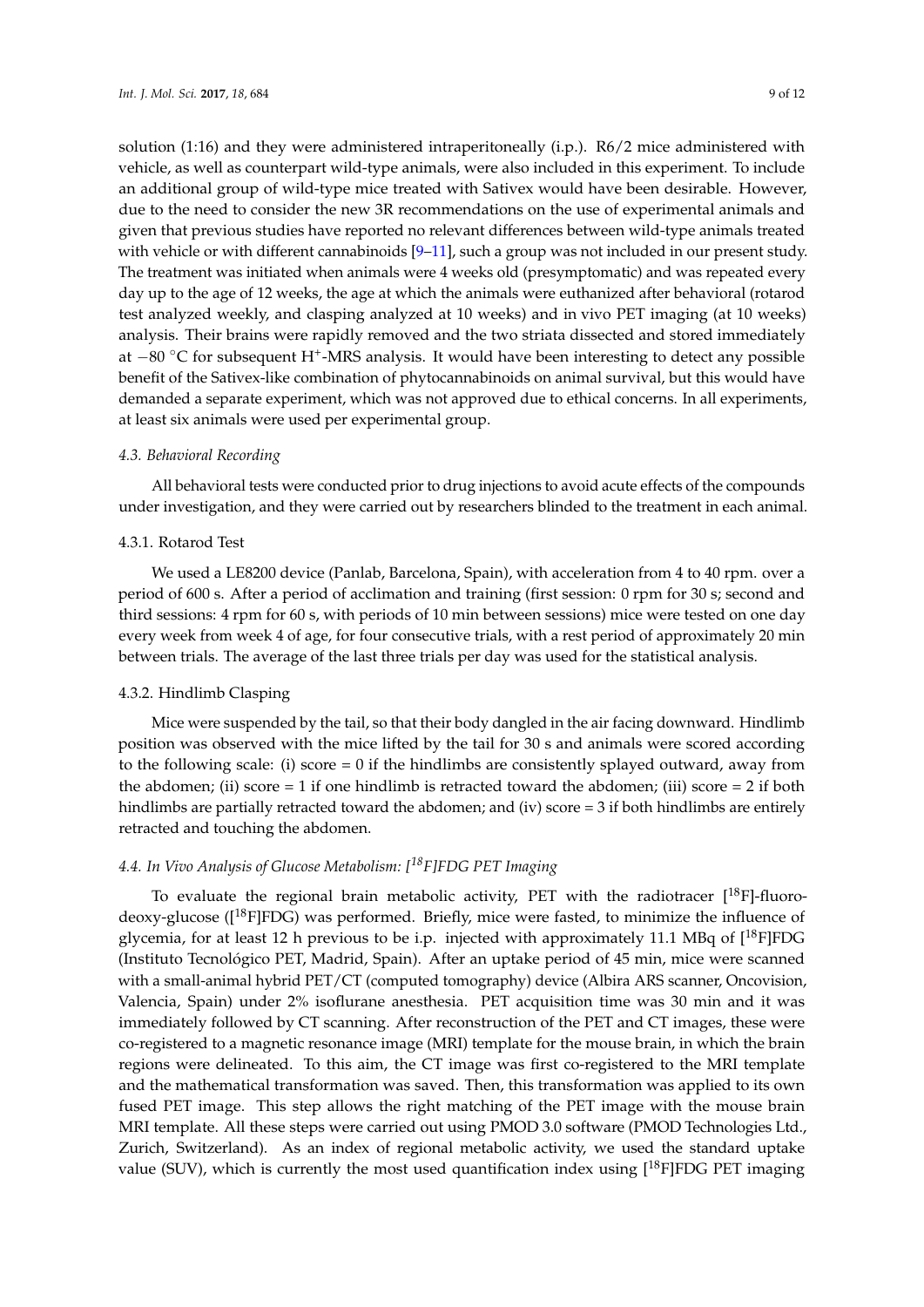solution (1:16) and they were administered intraperitoneally (i.p.). R6/2 mice administered with vehicle, as well as counterpart wild-type animals, were also included in this experiment. To include an additional group of wild-type mice treated with Sativex would have been desirable. However, due to the need to consider the new 3R recommendations on the use of experimental animals and given that previous studies have reported no relevant differences between wild-type animals treated with vehicle or with different cannabinoids [9–11], such a group was not included in our present study. The treatment was initiated when animals were 4 weeks old (presymptomatic) and was repeated every day up to the age of 12 weeks, the age at which the animals were euthanized after behavioral (rotarod test analyzed weekly, and clasping analyzed at 10 weeks) and in vivo PET imaging (at 10 weeks) analysis. Their brains were rapidly removed and the two striata dissected and stored immediately at −80 °C for subsequent $H^+$-MRS analysis. It would have been interesting to detect any possible benefit of the Sativex-like combination of phytocannabinoids on animal survival, but this would have demanded a separate experiment, which was not approved due to ethical concerns. In all experiments, at least six animals were used per experimental group.

### *4.3. Behavioral Recording*

All behavioral tests were conducted prior to drug injections to avoid acute effects of the compounds under investigation, and they were carried out by researchers blinded to the treatment in each animal.

#### 4.3.1. Rotarod Test

We used a LE8200 device (Panlab, Barcelona, Spain), with acceleration from 4 to 40 rpm. over a period of 600 s. After a period of acclimation and training (first session: 0 rpm for 30 s; second and third sessions: 4 rpm for 60 s, with periods of 10 min between sessions) mice were tested on one day every week from week 4 of age, for four consecutive trials, with a rest period of approximately 20 min between trials. The average of the last three trials per day was used for the statistical analysis.

#### 4.3.2. Hindlimb Clasping

Mice were suspended by the tail, so that their body dangled in the air facing downward. Hindlimb position was observed with the mice lifted by the tail for 30 s and animals were scored according to the following scale: (i) score = 0 if the hindlimbs are consistently splayed outward, away from the abdomen; (ii) score = 1 if one hindlimb is retracted toward the abdomen; (iii) score = 2 if both hindlimbs are partially retracted toward the abdomen; and (iv) score = 3 if both hindlimbs are entirely retracted and touching the abdomen.

### *4.4. In Vivo Analysis of Glucose Metabolism: [$^{18}$F]FDG PET Imaging*

To evaluate the regional brain metabolic activity, PET with the radiotracer [$^{18}$F]-fluorodeoxy-glucose ([$^{18}$F]FDG) was performed. Briefly, mice were fasted, to minimize the influence of glycemia, for at least 12 h previous to be i.p. injected with approximately 11.1 MBq of [$^{18}$F]FDG (Instituto Tecnológico PET, Madrid, Spain). After an uptake period of 45 min, mice were scanned with a small-animal hybrid PET/CT (computed tomography) device (Albira ARS scanner, Oncovision, Valencia, Spain) under 2% isoflurane anesthesia. PET acquisition time was 30 min and it was immediately followed by CT scanning. After reconstruction of the PET and CT images, these were co-registered to a magnetic resonance image (MRI) template for the mouse brain, in which the brain regions were delineated. To this aim, the CT image was first co-registered to the MRI template and the mathematical transformation was saved. Then, this transformation was applied to its own fused PET image. This step allows the right matching of the PET image with the mouse brain MRI template. All these steps were carried out using PMOD 3.0 software (PMOD Technologies Ltd., Zurich, Switzerland). As an index of regional metabolic activity, we used the standard uptake value (SUV), which is currently the most used quantification index using [$^{18}$F]FDG PET imaging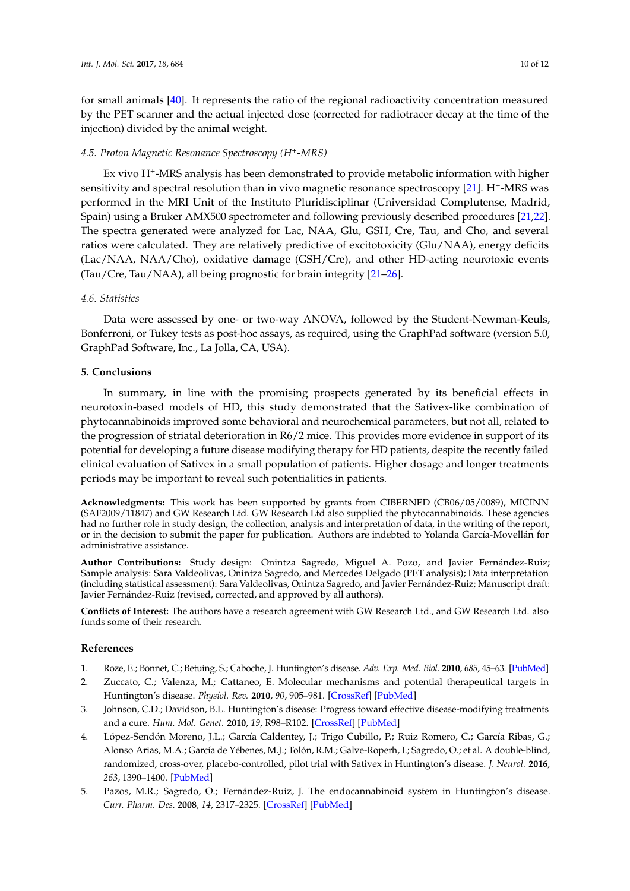for small animals [40]. It represents the ratio of the regional radioactivity concentration measured by the PET scanner and the actual injected dose (corrected for radiotracer decay at the time of the injection) divided by the animal weight.

### *4.5. Proton Magnetic Resonance Spectroscopy ($H^+$-MRS)*

Ex vivo $H^+$-MRS analysis has been demonstrated to provide metabolic information with higher sensitivity and spectral resolution than in vivo magnetic resonance spectroscopy [21]. $H^+$-MRS was performed in the MRI Unit of the Instituto Pluridisciplinar (Universidad Complutense, Madrid, Spain) using a Bruker AMX500 spectrometer and following previously described procedures [21,22]. The spectra generated were analyzed for Lac, NAA, Glu, GSH, Cre, Tau, and Cho, and several ratios were calculated. They are relatively predictive of excitotoxicity (Glu/NAA), energy deficits (Lac/NAA, NAA/Cho), oxidative damage (GSH/Cre), and other HD-acting neurotoxic events (Tau/Cre, Tau/NAA), all being prognostic for brain integrity [21–26].

### *4.6. Statistics*

Data were assessed by one- or two-way ANOVA, followed by the Student-Newman-Keuls, Bonferroni, or Tukey tests as post-hoc assays, as required, using the GraphPad software (version 5.0, GraphPad Software, Inc., La Jolla, CA, USA).

## 5. Conclusions

In summary, in line with the promising prospects generated by its beneficial effects in neurotoxin-based models of HD, this study demonstrated that the Sativex-like combination of phytocannabinoids improved some behavioral and neurochemical parameters, but not all, related to the progression of striatal deterioration in R6/2 mice. This provides more evidence in support of its potential for developing a future disease modifying therapy for HD patients, despite the recently failed clinical evaluation of Sativex in a small population of patients. Higher dosage and longer treatments periods may be important to reveal such potentialities in patients.

**Acknowledgments:** This work has been supported by grants from CIBERNED (CB06/05/0089), MICINN (SAF2009/11847) and GW Research Ltd. GW Research Ltd also supplied the phytocannabinoids. These agencies had no further role in study design, the collection, analysis and interpretation of data, in the writing of the report, or in the decision to submit the paper for publication. Authors are indebted to Yolanda García-Movellán for administrative assistance.

**Author Contributions:** Study design: Onintza Sagredo, Miguel A. Pozo, and Javier Fernández-Ruiz; Sample analysis: Sara Valdeolivas, Onintza Sagredo, and Mercedes Delgado (PET analysis); Data interpretation (including statistical assessment): Sara Valdeolivas, Onintza Sagredo, and Javier Fernández-Ruiz; Manuscript draft: Javier Fernández-Ruiz (revised, corrected, and approved by all authors).

**Conflicts of Interest:** The authors have a research agreement with GW Research Ltd., and GW Research Ltd. also funds some of their research.

## References

1. Roze, E.; Bonnet, C.; Betuing, S.; Caboche, J. Huntington's disease. *Adv. Exp. Med. Biol.* **2010**, *685*, 45–63. [PubMed]
2. Zuccato, C.; Valenza, M.; Cattaneo, E. Molecular mechanisms and potential therapeutical targets in Huntington's disease. *Physiol. Rev.* **2010**, *90*, 905–981. [CrossRef] [PubMed]
3. Johnson, C.D.; Davidson, B.L. Huntington's disease: Progress toward effective disease-modifying treatments and a cure. *Hum. Mol. Genet.* **2010**, *19*, R98–R102. [CrossRef] [PubMed]
4. López-Sendón Moreno, J.L.; García Caldentey, J.; Trigo Cubillo, P.; Ruiz Romero, C.; García Ribas, G.; Alonso Arias, M.A.; García de Yébenes, M.J.; Tolón, R.M.; Galve-Roperh, I.; Sagredo, O.; et al. A double-blind, randomized, cross-over, placebo-controlled, pilot trial with Sativex in Huntington's disease. *J. Neurol.* **2016**, *263*, 1390–1400. [PubMed]
5. Pazos, M.R.; Sagredo, O.; Fernández-Ruiz, J. The endocannabinoid system in Huntington's disease. *Curr. Pharm. Des.* **2008**, *14*, 2317–2325. [CrossRef] [PubMed]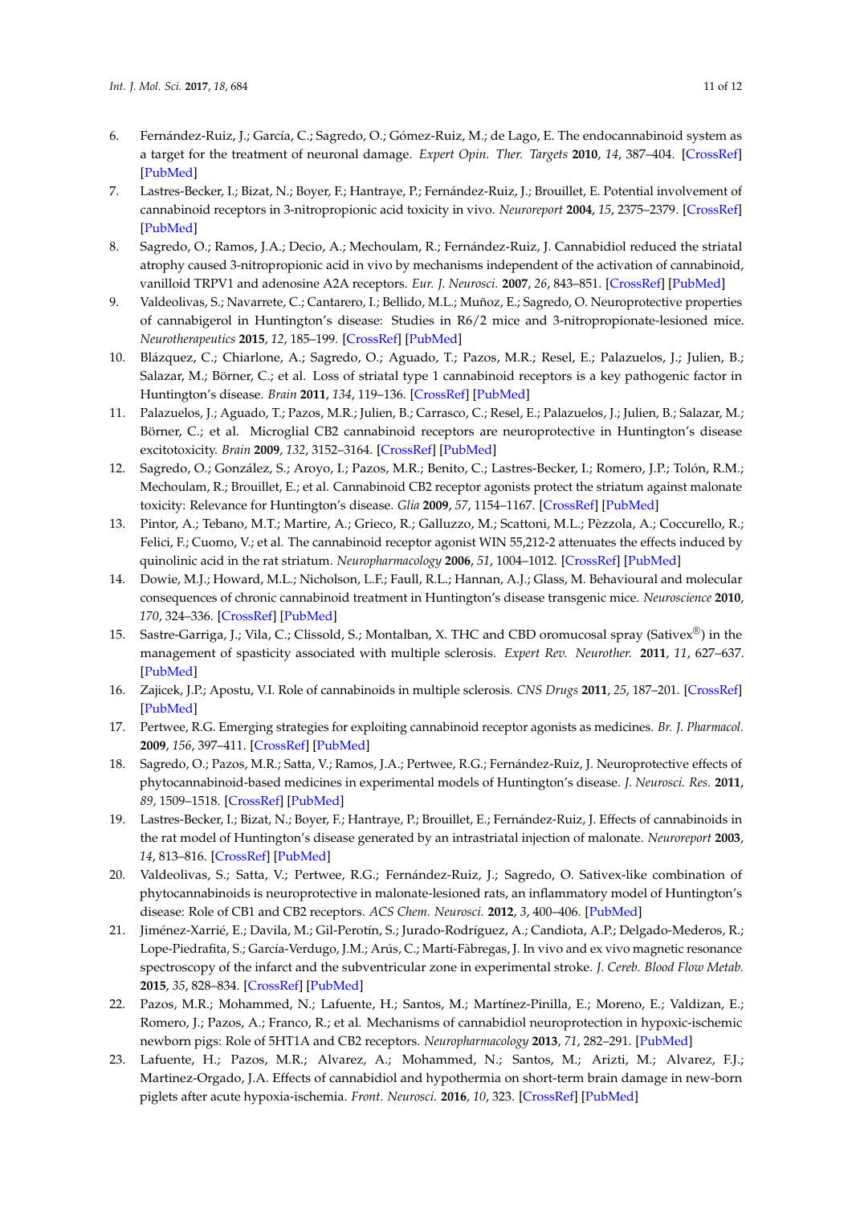6. Fernández-Ruiz, J.; García, C.; Sagredo, O.; Gómez-Ruiz, M.; de Lago, E. The endocannabinoid system as a target for the treatment of neuronal damage. *Expert Opin. Ther. Targets* **2010**, *14*, 387–404. [CrossRef] [PubMed]
7. Lastres-Becker, I.; Bizat, N.; Boyer, F.; Hantraye, P.; Fernández-Ruiz, J.; Brouillet, E. Potential involvement of cannabinoid receptors in 3-nitropropionic acid toxicity in vivo. *Neuroreport* **2004**, *15*, 2375–2379. [CrossRef] [PubMed]
8. Sagredo, O.; Ramos, J.A.; Decio, A.; Mechoulam, R.; Fernández-Ruiz, J. Cannabidiol reduced the striatal atrophy caused 3-nitropropionic acid in vivo by mechanisms independent of the activation of cannabinoid, vanilloid TRPV1 and adenosine A2A receptors. *Eur. J. Neurosci.* **2007**, *26*, 843–851. [CrossRef] [PubMed]
9. Valdeolivas, S.; Navarrete, C.; Cantarero, I.; Bellido, M.L.; Muñoz, E.; Sagredo, O. Neuroprotective properties of cannabigerol in Huntington's disease: Studies in R6/2 mice and 3-nitropropionate-lesioned mice. *Neurotherapeutics* **2015**, *12*, 185–199. [CrossRef] [PubMed]
10. Blázquez, C.; Chiarlone, A.; Sagredo, O.; Aguado, T.; Pazos, M.R.; Resel, E.; Palazuelos, J.; Julien, B.; Salazar, M.; Börner, C.; et al. Loss of striatal type 1 cannabinoid receptors is a key pathogenic factor in Huntington's disease. *Brain* **2011**, *134*, 119–136. [CrossRef] [PubMed]
11. Palazuelos, J.; Aguado, T.; Pazos, M.R.; Julien, B.; Carrasco, C.; Resel, E.; Palazuelos, J.; Julien, B.; Salazar, M.; Börner, C.; et al. Microglial CB2 cannabinoid receptors are neuroprotective in Huntington's disease excitotoxicity. *Brain* **2009**, *132*, 3152–3164. [CrossRef] [PubMed]
12. Sagredo, O.; González, S.; Aroyo, I.; Pazos, M.R.; Benito, C.; Lastres-Becker, I.; Romero, J.P.; Tolón, R.M.; Mechoulam, R.; Brouillet, E.; et al. Cannabinoid CB2 receptor agonists protect the striatum against malonate toxicity: Relevance for Huntington's disease. *Glia* **2009**, *57*, 1154–1167. [CrossRef] [PubMed]
13. Pintor, A.; Tebano, M.T.; Martire, A.; Grieco, R.; Galluzzo, M.; Scattoni, M.L.; Pèzzola, A.; Coccurello, R.; Felici, F.; Cuomo, V.; et al. The cannabinoid receptor agonist WIN 55,212-2 attenuates the effects induced by quinolinic acid in the rat striatum. *Neuropharmacology* **2006**, *51*, 1004–1012. [CrossRef] [PubMed]
14. Dowie, M.J.; Howard, M.L.; Nicholson, L.F.; Faull, R.L.; Hannan, A.J.; Glass, M. Behavioural and molecular consequences of chronic cannabinoid treatment in Huntington's disease transgenic mice. *Neuroscience* **2010**, *170*, 324–336. [CrossRef] [PubMed]
15. Sastre-Garriga, J.; Vila, C.; Clissold, S.; Montalban, X. THC and CBD oromucosal spray (Sativex®) in the management of spasticity associated with multiple sclerosis. *Expert Rev. Neurother.* **2011**, *11*, 627–637. [PubMed]
16. Zajicek, J.P.; Apostu, V.I. Role of cannabinoids in multiple sclerosis. *CNS Drugs* **2011**, *25*, 187–201. [CrossRef] [PubMed]
17. Pertwee, R.G. Emerging strategies for exploiting cannabinoid receptor agonists as medicines. *Br. J. Pharmacol.* **2009**, *156*, 397–411. [CrossRef] [PubMed]
18. Sagredo, O.; Pazos, M.R.; Satta, V.; Ramos, J.A.; Pertwee, R.G.; Fernández-Ruiz, J. Neuroprotective effects of phytocannabinoid-based medicines in experimental models of Huntington's disease. *J. Neurosci. Res.* **2011**, *89*, 1509–1518. [CrossRef] [PubMed]
19. Lastres-Becker, I.; Bizat, N.; Boyer, F.; Hantraye, P.; Brouillet, E.; Fernández-Ruiz, J. Effects of cannabinoids in the rat model of Huntington's disease generated by an intrastriatal injection of malonate. *Neuroreport* **2003**, *14*, 813–816. [CrossRef] [PubMed]
20. Valdeolivas, S.; Satta, V.; Pertwee, R.G.; Fernández-Ruiz, J.; Sagredo, O. Sativex-like combination of phytocannabinoids is neuroprotective in malonate-lesioned rats, an inflammatory model of Huntington's disease: Role of CB1 and CB2 receptors. *ACS Chem. Neurosci.* **2012**, *3*, 400–406. [PubMed]
21. Jiménez-Xarrié, E.; Davila, M.; Gil-Perotín, S.; Jurado-Rodríguez, A.; Candiota, A.P.; Delgado-Mederos, R.; Lope-Piedrafita, S.; García-Verdugo, J.M.; Arús, C.; Martí-Fàbregas, J. In vivo and ex vivo magnetic resonance spectroscopy of the infarct and the subventricular zone in experimental stroke. *J. Cereb. Blood Flow Metab.* **2015**, *35*, 828–834. [CrossRef] [PubMed]
22. Pazos, M.R.; Mohammed, N.; Lafuente, H.; Santos, M.; Martínez-Pinilla, E.; Moreno, E.; Valdizan, E.; Romero, J.; Pazos, A.; Franco, R.; et al. Mechanisms of cannabidiol neuroprotection in hypoxic-ischemic newborn pigs: Role of 5HT1A and CB2 receptors. *Neuropharmacology* **2013**, *71*, 282–291. [PubMed]
23. Lafuente, H.; Pazos, M.R.; Alvarez, A.; Mohammed, N.; Santos, M.; Arizti, M.; Alvarez, F.J.; Martinez-Orgado, J.A. Effects of cannabidiol and hypothermia on short-term brain damage in new-born piglets after acute hypoxia-ischemia. *Front. Neurosci.* **2016**, *10*, 323. [CrossRef] [PubMed]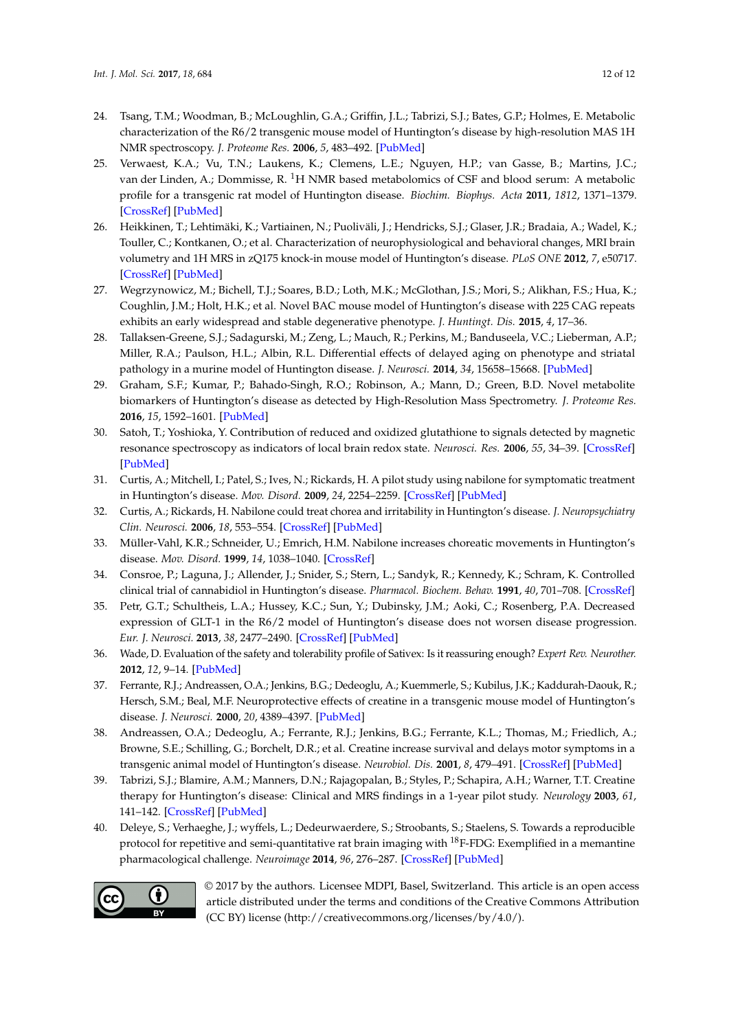24. Tsang, T.M.; Woodman, B.; McLoughlin, G.A.; Griffin, J.L.; Tabrizi, S.J.; Bates, G.P.; Holmes, E. Metabolic characterization of the R6/2 transgenic mouse model of Huntington's disease by high-resolution MAS 1H NMR spectroscopy. *J. Proteome Res.* **2006**, *5*, 483–492. [PubMed]
25. Verwaest, K.A.; Vu, T.N.; Laukens, K.; Clemens, L.E.; Nguyen, H.P.; van Gasse, B.; Martins, J.C.; van der Linden, A.; Dommisse, R. $^{1}$H NMR based metabolomics of CSF and blood serum: A metabolic profile for a transgenic rat model of Huntington disease. *Biochim. Biophys. Acta* **2011**, *1812*, 1371–1379. [CrossRef] [PubMed]
26. Heikkinen, T.; Lehtimäki, K.; Vartiainen, N.; Puoliväli, J.; Hendricks, S.J.; Glaser, J.R.; Bradaia, A.; Wadel, K.; Touller, C.; Kontkanen, O.; et al. Characterization of neurophysiological and behavioral changes, MRI brain volumetry and 1H MRS in zQ175 knock-in mouse model of Huntington's disease. *PLoS ONE* **2012**, *7*, e50717. [CrossRef] [PubMed]
27. Wegrzynowicz, M.; Bichell, T.J.; Soares, B.D.; Loth, M.K.; McGlothan, J.S.; Mori, S.; Alikhan, F.S.; Hua, K.; Coughlin, J.M.; Holt, H.K.; et al. Novel BAC mouse model of Huntington's disease with 225 CAG repeats exhibits an early widespread and stable degenerative phenotype. *J. Huntingt. Dis.* **2015**, *4*, 17–36.
28. Tallaksen-Greene, S.J.; Sadagurski, M.; Zeng, L.; Mauch, R.; Perkins, M.; Banduseela, V.C.; Lieberman, A.P.; Miller, R.A.; Paulson, H.L.; Albin, R.L. Differential effects of delayed aging on phenotype and striatal pathology in a murine model of Huntington disease. *J. Neurosci.* **2014**, *34*, 15658–15668. [PubMed]
29. Graham, S.F.; Kumar, P.; Bahado-Singh, R.O.; Robinson, A.; Mann, D.; Green, B.D. Novel metabolite biomarkers of Huntington's disease as detected by High-Resolution Mass Spectrometry. *J. Proteome Res.* **2016**, *15*, 1592–1601. [PubMed]
30. Satoh, T.; Yoshioka, Y. Contribution of reduced and oxidized glutathione to signals detected by magnetic resonance spectroscopy as indicators of local brain redox state. *Neurosci. Res.* **2006**, *55*, 34–39. [CrossRef] [PubMed]
31. Curtis, A.; Mitchell, I.; Patel, S.; Ives, N.; Rickards, H. A pilot study using nabilone for symptomatic treatment in Huntington's disease. *Mov. Disord.* **2009**, *24*, 2254–2259. [CrossRef] [PubMed]
32. Curtis, A.; Rickards, H. Nabilone could treat chorea and irritability in Huntington's disease. *J. Neuropsychiatry Clin. Neurosci.* **2006**, *18*, 553–554. [CrossRef] [PubMed]
33. Müller-Vahl, K.R.; Schneider, U.; Emrich, H.M. Nabilone increases choreatic movements in Huntington's disease. *Mov. Disord.* **1999**, *14*, 1038–1040. [CrossRef]
34. Consroe, P.; Laguna, J.; Allender, J.; Snider, S.; Stern, L.; Sandyk, R.; Kennedy, K.; Schram, K. Controlled clinical trial of cannabidiol in Huntington's disease. *Pharmacol. Biochem. Behav.* **1991**, *40*, 701–708. [CrossRef]
35. Petr, G.T.; Schultheis, L.A.; Hussey, K.C.; Sun, Y.; Dubinsky, J.M.; Aoki, C.; Rosenberg, P.A. Decreased expression of GLT-1 in the R6/2 model of Huntington's disease does not worsen disease progression. *Eur. J. Neurosci.* **2013**, *38*, 2477–2490. [CrossRef] [PubMed]
36. Wade, D. Evaluation of the safety and tolerability profile of Sativex: Is it reassuring enough? *Expert Rev. Neurother.* **2012**, *12*, 9–14. [PubMed]
37. Ferrante, R.J.; Andreassen, O.A.; Jenkins, B.G.; Dedeoglu, A.; Kuemmerle, S.; Kubilus, J.K.; Kaddurah-Daouk, R.; Hersch, S.M.; Beal, M.F. Neuroprotective effects of creatine in a transgenic mouse model of Huntington's disease. *J. Neurosci.* **2000**, *20*, 4389–4397. [PubMed]
38. Andreassen, O.A.; Dedeoglu, A.; Ferrante, R.J.; Jenkins, B.G.; Ferrante, K.L.; Thomas, M.; Friedlich, A.; Browne, S.E.; Schilling, G.; Borchelt, D.R.; et al. Creatine increase survival and delays motor symptoms in a transgenic animal model of Huntington's disease. *Neurobiol. Dis.* **2001**, *8*, 479–491. [CrossRef] [PubMed]
39. Tabrizi, S.J.; Blamire, A.M.; Manners, D.N.; Rajagopalan, B.; Styles, P.; Schapira, A.H.; Warner, T.T. Creatine therapy for Huntington's disease: Clinical and MRS findings in a 1-year pilot study. *Neurology* **2003**, *61*, 141–142. [CrossRef] [PubMed]
40. Deleye, S.; Verhaeghe, J.; wyffels, L.; Dedeurwaerdere, S.; Stroobants, S.; Staelens, S. Towards a reproducible protocol for repetitive and semi-quantitative rat brain imaging with $^{18}$F-FDG: Exemplified in a memantine pharmacological challenge. *Neuroimage* **2014**, *96*, 276–287. [CrossRef] [PubMed]

© 2017 by the authors. Licensee MDPI, Basel, Switzerland. This article is an open access article distributed under the terms and conditions of the Creative Commons Attribution (CC BY) license (http://creativecommons.org/licenses/by/4.0/).